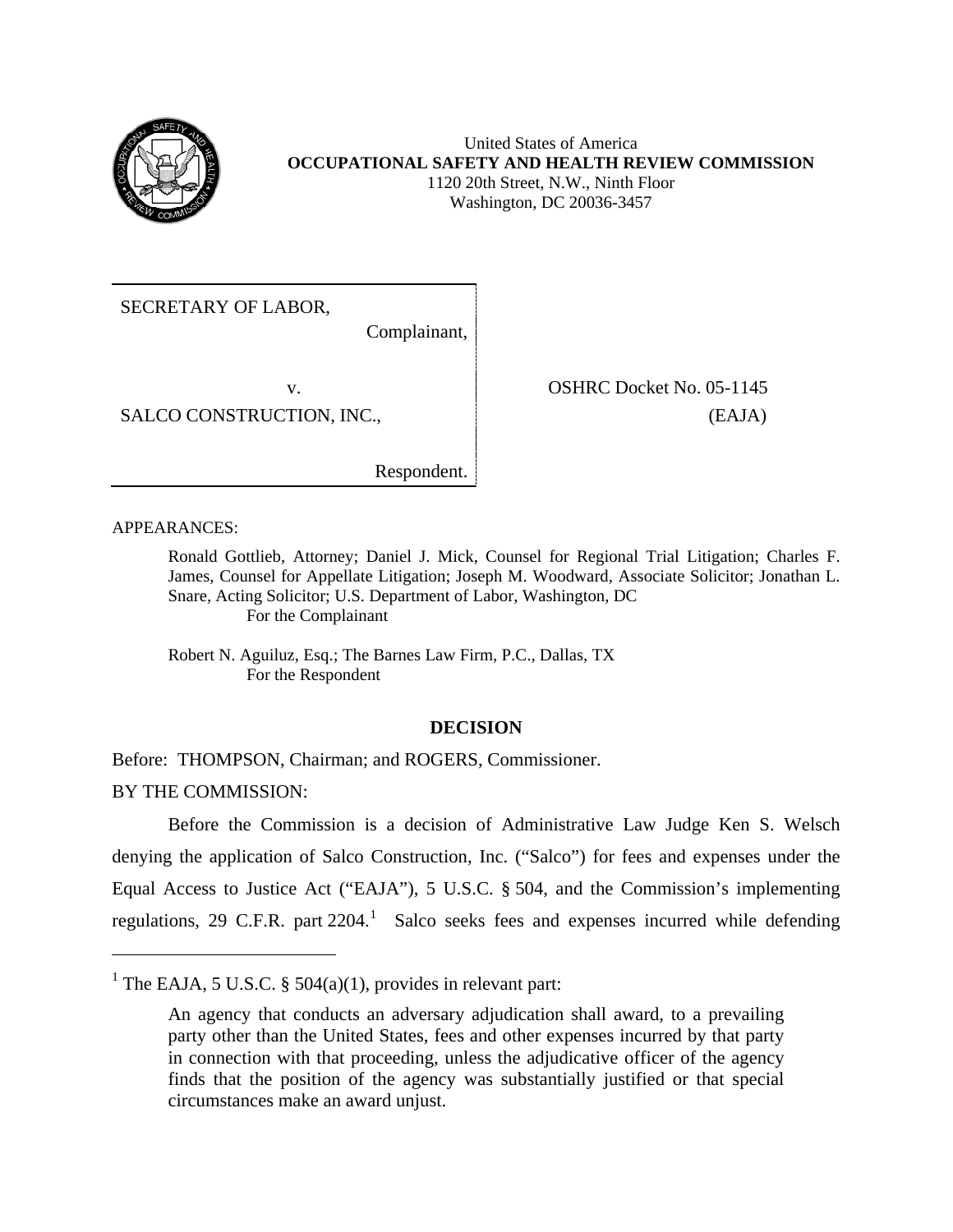United States of America
**OCCUPATIONAL SAFETY AND HEALTH REVIEW COMMISSION**
1120 20th Street, N.W., Ninth Floor
Washington, DC 20036-3457

SECRETARY OF LABOR,

Complainant,

v.

SALCO CONSTRUCTION, INC.,

Respondent.

OSHRC Docket No. 05-1145
(EAJA)

APPEARANCES:

Ronald Gottlieb, Attorney; Daniel J. Mick, Counsel for Regional Trial Litigation; Charles F. James, Counsel for Appellate Litigation; Joseph M. Woodward, Associate Solicitor; Jonathan L. Snare, Acting Solicitor; U.S. Department of Labor, Washington, DC
For the Complainant

Robert N. Aguiluz, Esq.; The Barnes Law Firm, P.C., Dallas, TX
For the Respondent

## DECISION

Before: THOMPSON, Chairman; and ROGERS, Commissioner.

BY THE COMMISSION:

Before the Commission is a decision of Administrative Law Judge Ken S. Welsch denying the application of Salco Construction, Inc. ("Salco") for fees and expenses under the Equal Access to Justice Act ("EAJA"), 5 U.S.C. § 504, and the Commission's implementing regulations, 29 C.F.R. part 2204.[1] Salco seeks fees and expenses incurred while defending

---

[1] The EAJA, 5 U.S.C. § 504(a)(1), provides in relevant part:

> An agency that conducts an adversary adjudication shall award, to a prevailing party other than the United States, fees and other expenses incurred by that party in connection with that proceeding, unless the adjudicative officer of the agency finds that the position of the agency was substantially justified or that special circumstances make an award unjust.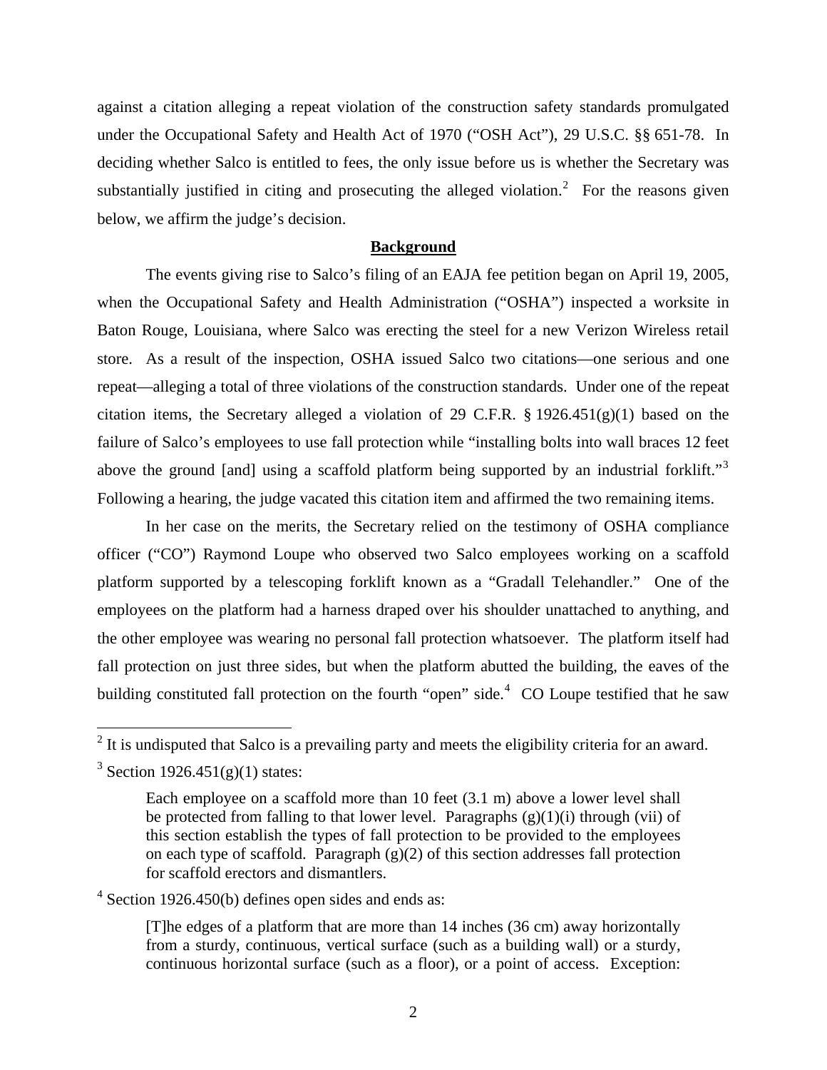against a citation alleging a repeat violation of the construction safety standards promulgated under the Occupational Safety and Health Act of 1970 ("OSH Act"), 29 U.S.C. §§ 651-78. In deciding whether Salco is entitled to fees, the only issue before us is whether the Secretary was substantially justified in citing and prosecuting the alleged violation.[2] For the reasons given below, we affirm the judge's decision.

## Background

The events giving rise to Salco's filing of an EAJA fee petition began on April 19, 2005, when the Occupational Safety and Health Administration ("OSHA") inspected a worksite in Baton Rouge, Louisiana, where Salco was erecting the steel for a new Verizon Wireless retail store. As a result of the inspection, OSHA issued Salco two citations—one serious and one repeat—alleging a total of three violations of the construction standards. Under one of the repeat citation items, the Secretary alleged a violation of 29 C.F.R. § 1926.451(g)(1) based on the failure of Salco's employees to use fall protection while "installing bolts into wall braces 12 feet above the ground [and] using a scaffold platform being supported by an industrial forklift."[3] Following a hearing, the judge vacated this citation item and affirmed the two remaining items.

In her case on the merits, the Secretary relied on the testimony of OSHA compliance officer ("CO") Raymond Loupe who observed two Salco employees working on a scaffold platform supported by a telescoping forklift known as a "Gradall Telehandler." One of the employees on the platform had a harness draped over his shoulder unattached to anything, and the other employee was wearing no personal fall protection whatsoever. The platform itself had fall protection on just three sides, but when the platform abutted the building, the eaves of the building constituted fall protection on the fourth "open" side.[4] CO Loupe testified that he saw

---

[2] It is undisputed that Salco is a prevailing party and meets the eligibility criteria for an award.

[3] Section 1926.451(g)(1) states:

> Each employee on a scaffold more than 10 feet (3.1 m) above a lower level shall be protected from falling to that lower level. Paragraphs (g)(1)(i) through (vii) of this section establish the types of fall protection to be provided to the employees on each type of scaffold. Paragraph (g)(2) of this section addresses fall protection for scaffold erectors and dismantlers.

[4] Section 1926.450(b) defines open sides and ends as:

> [T]he edges of a platform that are more than 14 inches (36 cm) away horizontally from a sturdy, continuous, vertical surface (such as a building wall) or a sturdy, continuous horizontal surface (such as a floor), or a point of access. Exception: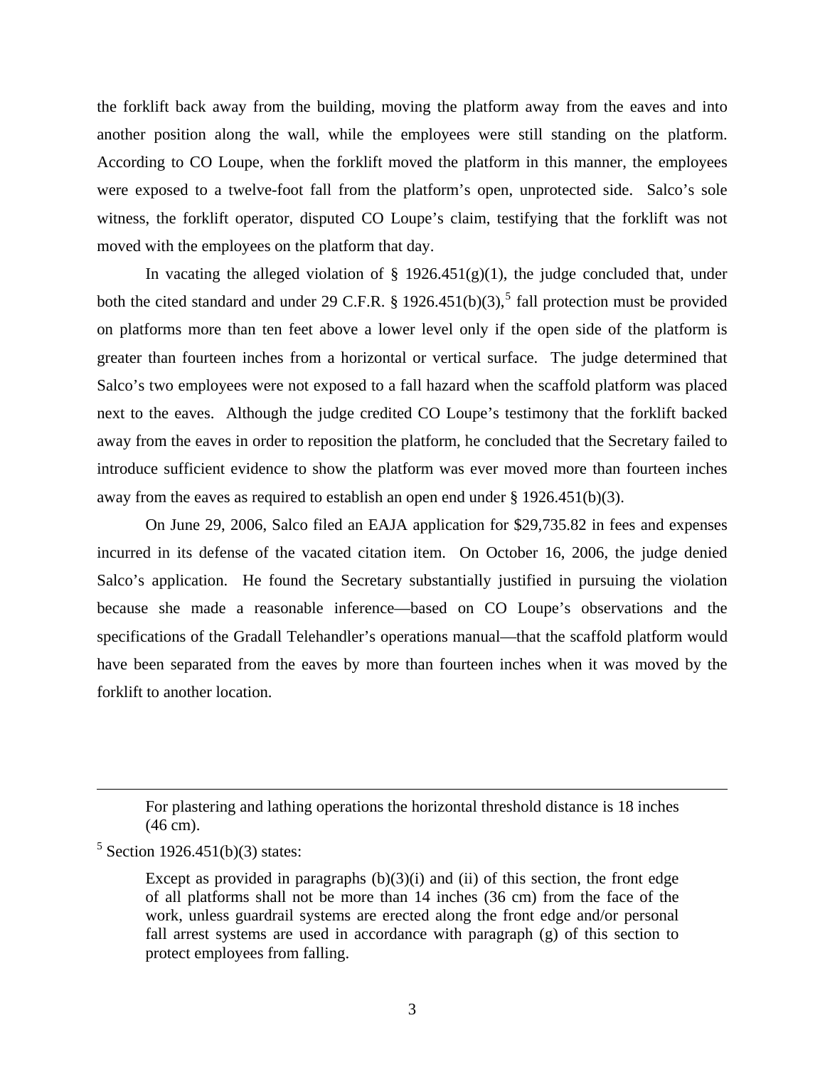the forklift back away from the building, moving the platform away from the eaves and into another position along the wall, while the employees were still standing on the platform. According to CO Loupe, when the forklift moved the platform in this manner, the employees were exposed to a twelve-foot fall from the platform's open, unprotected side. Salco's sole witness, the forklift operator, disputed CO Loupe's claim, testifying that the forklift was not moved with the employees on the platform that day.

In vacating the alleged violation of § 1926.451(g)(1), the judge concluded that, under both the cited standard and under 29 C.F.R. § 1926.451(b)(3),[5] fall protection must be provided on platforms more than ten feet above a lower level only if the open side of the platform is greater than fourteen inches from a horizontal or vertical surface. The judge determined that Salco's two employees were not exposed to a fall hazard when the scaffold platform was placed next to the eaves. Although the judge credited CO Loupe's testimony that the forklift backed away from the eaves in order to reposition the platform, he concluded that the Secretary failed to introduce sufficient evidence to show the platform was ever moved more than fourteen inches away from the eaves as required to establish an open end under § 1926.451(b)(3).

On June 29, 2006, Salco filed an EAJA application for $29,735.82 in fees and expenses incurred in its defense of the vacated citation item. On October 16, 2006, the judge denied Salco's application. He found the Secretary substantially justified in pursuing the violation because she made a reasonable inference—based on CO Loupe's observations and the specifications of the Gradall Telehandler's operations manual—that the scaffold platform would have been separated from the eaves by more than fourteen inches when it was moved by the forklift to another location.

---

> For plastering and lathing operations the horizontal threshold distance is 18 inches (46 cm).

[5] Section 1926.451(b)(3) states:

> Except as provided in paragraphs (b)(3)(i) and (ii) of this section, the front edge of all platforms shall not be more than 14 inches (36 cm) from the face of the work, unless guardrail systems are erected along the front edge and/or personal fall arrest systems are used in accordance with paragraph (g) of this section to protect employees from falling.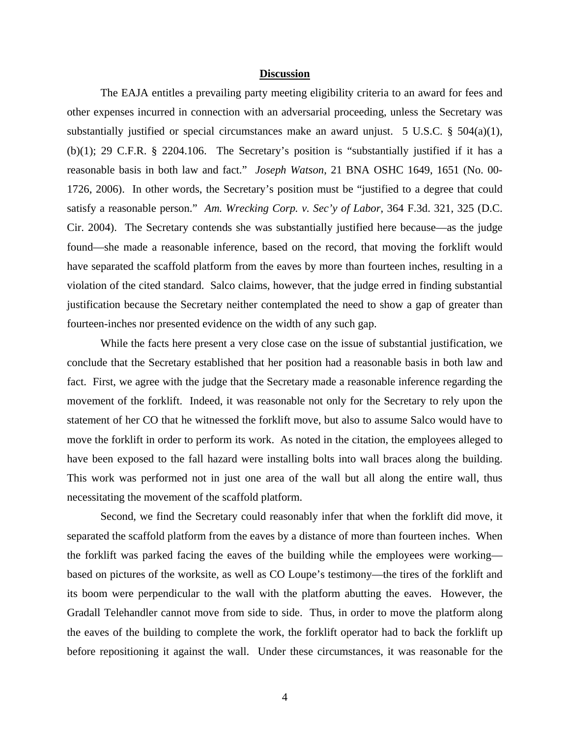## Discussion

The EAJA entitles a prevailing party meeting eligibility criteria to an award for fees and other expenses incurred in connection with an adversarial proceeding, unless the Secretary was substantially justified or special circumstances make an award unjust. 5 U.S.C. § 504(a)(1), (b)(1); 29 C.F.R. § 2204.106. The Secretary's position is "substantially justified if it has a reasonable basis in both law and fact." *Joseph Watson*, 21 BNA OSHC 1649, 1651 (No. 00-1726, 2006). In other words, the Secretary's position must be "justified to a degree that could satisfy a reasonable person." *Am. Wrecking Corp. v. Sec'y of Labor*, 364 F.3d. 321, 325 (D.C. Cir. 2004). The Secretary contends she was substantially justified here because—as the judge found—she made a reasonable inference, based on the record, that moving the forklift would have separated the scaffold platform from the eaves by more than fourteen inches, resulting in a violation of the cited standard. Salco claims, however, that the judge erred in finding substantial justification because the Secretary neither contemplated the need to show a gap of greater than fourteen-inches nor presented evidence on the width of any such gap.

While the facts here present a very close case on the issue of substantial justification, we conclude that the Secretary established that her position had a reasonable basis in both law and fact. First, we agree with the judge that the Secretary made a reasonable inference regarding the movement of the forklift. Indeed, it was reasonable not only for the Secretary to rely upon the statement of her CO that he witnessed the forklift move, but also to assume Salco would have to move the forklift in order to perform its work. As noted in the citation, the employees alleged to have been exposed to the fall hazard were installing bolts into wall braces along the building. This work was performed not in just one area of the wall but all along the entire wall, thus necessitating the movement of the scaffold platform.

Second, we find the Secretary could reasonably infer that when the forklift did move, it separated the scaffold platform from the eaves by a distance of more than fourteen inches. When the forklift was parked facing the eaves of the building while the employees were working—based on pictures of the worksite, as well as CO Loupe's testimony—the tires of the forklift and its boom were perpendicular to the wall with the platform abutting the eaves. However, the Gradall Telehandler cannot move from side to side. Thus, in order to move the platform along the eaves of the building to complete the work, the forklift operator had to back the forklift up before repositioning it against the wall. Under these circumstances, it was reasonable for the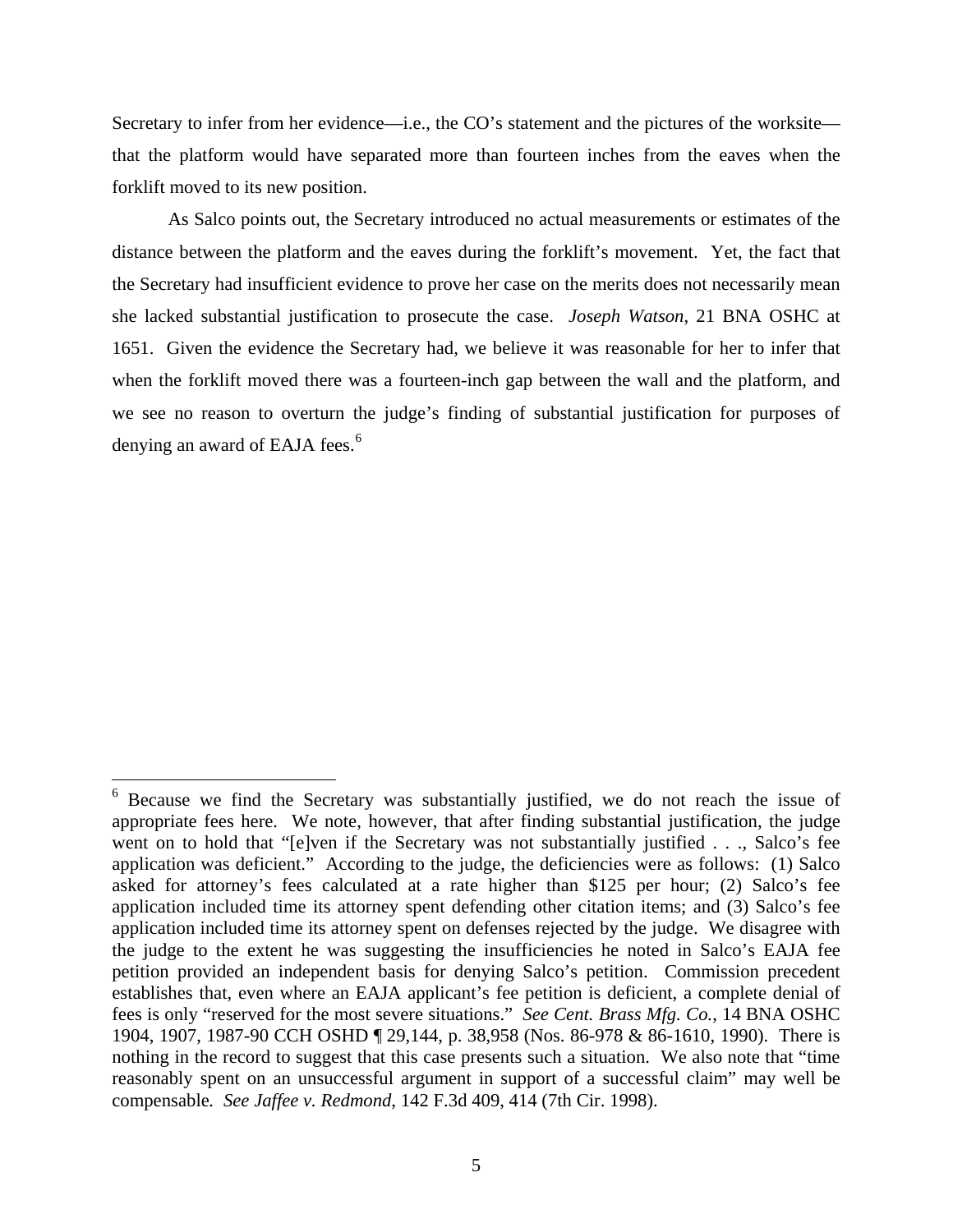Secretary to infer from her evidence—i.e., the CO's statement and the pictures of the worksite—that the platform would have separated more than fourteen inches from the eaves when the forklift moved to its new position.

As Salco points out, the Secretary introduced no actual measurements or estimates of the distance between the platform and the eaves during the forklift's movement. Yet, the fact that the Secretary had insufficient evidence to prove her case on the merits does not necessarily mean she lacked substantial justification to prosecute the case. *Joseph Watson,* 21 BNA OSHC at 1651. Given the evidence the Secretary had, we believe it was reasonable for her to infer that when the forklift moved there was a fourteen-inch gap between the wall and the platform, and we see no reason to overturn the judge's finding of substantial justification for purposes of denying an award of EAJA fees.[6]

---

[6] Because we find the Secretary was substantially justified, we do not reach the issue of appropriate fees here. We note, however, that after finding substantial justification, the judge went on to hold that "[e]ven if the Secretary was not substantially justified . . ., Salco's fee application was deficient." According to the judge, the deficiencies were as follows: (1) Salco asked for attorney's fees calculated at a rate higher than $125 per hour; (2) Salco's fee application included time its attorney spent defending other citation items; and (3) Salco's fee application included time its attorney spent on defenses rejected by the judge. We disagree with the judge to the extent he was suggesting the insufficiencies he noted in Salco's EAJA fee petition provided an independent basis for denying Salco's petition. Commission precedent establishes that, even where an EAJA applicant's fee petition is deficient, a complete denial of fees is only "reserved for the most severe situations." *See Cent. Brass Mfg. Co.*, 14 BNA OSHC 1904, 1907, 1987-90 CCH OSHD ¶ 29,144, p. 38,958 (Nos. 86-978 & 86-1610, 1990). There is nothing in the record to suggest that this case presents such a situation. We also note that "time reasonably spent on an unsuccessful argument in support of a successful claim" may well be compensable. *See Jaffee v. Redmond*, 142 F.3d 409, 414 (7th Cir. 1998).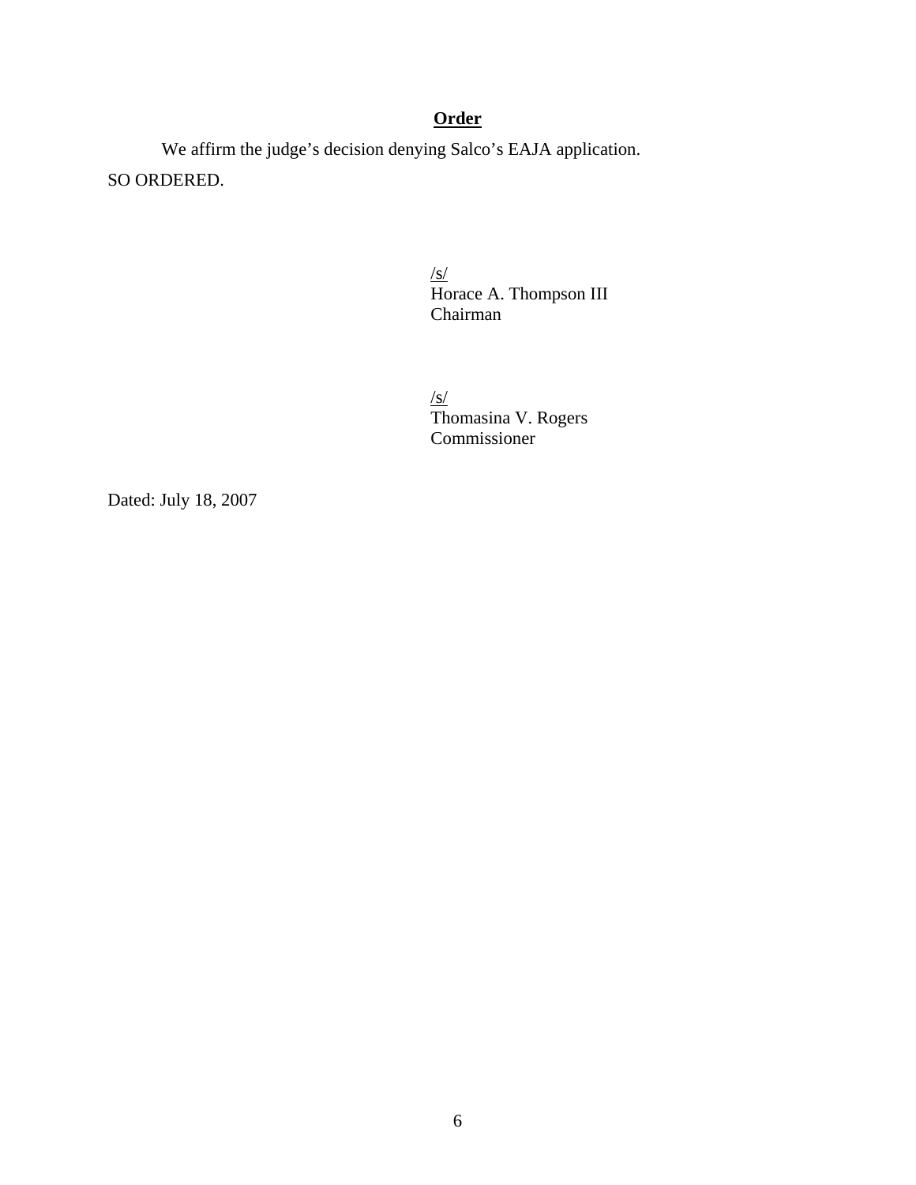**Order**

We affirm the judge's decision denying Salco's EAJA application.

SO ORDERED.

/s/
Horace A. Thompson III
Chairman

/s/
Thomasina V. Rogers
Commissioner

Dated: July 18, 2007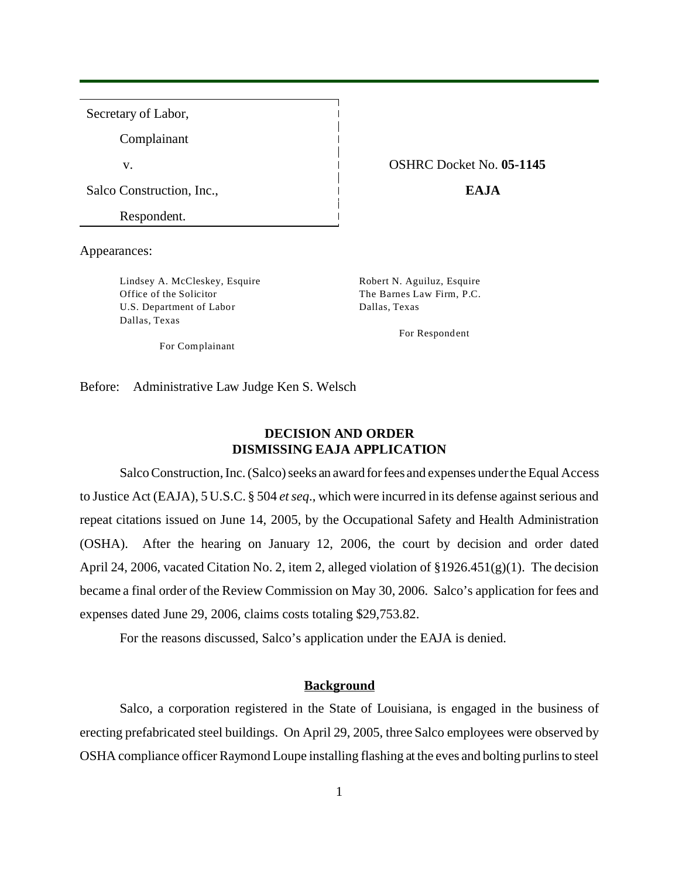| | |
|---|---|
| Secretary of Labor, | |
| Complainant | |
| v. | OSHRC Docket No. **05-1145** |
| Salco Construction, Inc., | **EAJA** |
| Respondent. | |

Appearances:

Lindsey A. McCleskey, Esquire
Office of the Solicitor
U.S. Department of Labor
Dallas, Texas

For Complainant

Robert N. Aguiluz, Esquire
The Barnes Law Firm, P.C.
Dallas, Texas

For Respondent

Before: Administrative Law Judge Ken S. Welsch

## DECISION AND ORDER DISMISSING EAJA APPLICATION

Salco Construction, Inc. (Salco) seeks an award for fees and expenses under the Equal Access to Justice Act (EAJA), 5 U.S.C. § 504 *et seq*., which were incurred in its defense against serious and repeat citations issued on June 14, 2005, by the Occupational Safety and Health Administration (OSHA). After the hearing on January 12, 2006, the court by decision and order dated April 24, 2006, vacated Citation No. 2, item 2, alleged violation of §1926.451(g)(1). The decision became a final order of the Review Commission on May 30, 2006. Salco's application for fees and expenses dated June 29, 2006, claims costs totaling $29,753.82.

For the reasons discussed, Salco's application under the EAJA is denied.

### Background

Salco, a corporation registered in the State of Louisiana, is engaged in the business of erecting prefabricated steel buildings. On April 29, 2005, three Salco employees were observed by OSHA compliance officer Raymond Loupe installing flashing at the eves and bolting purlins to steel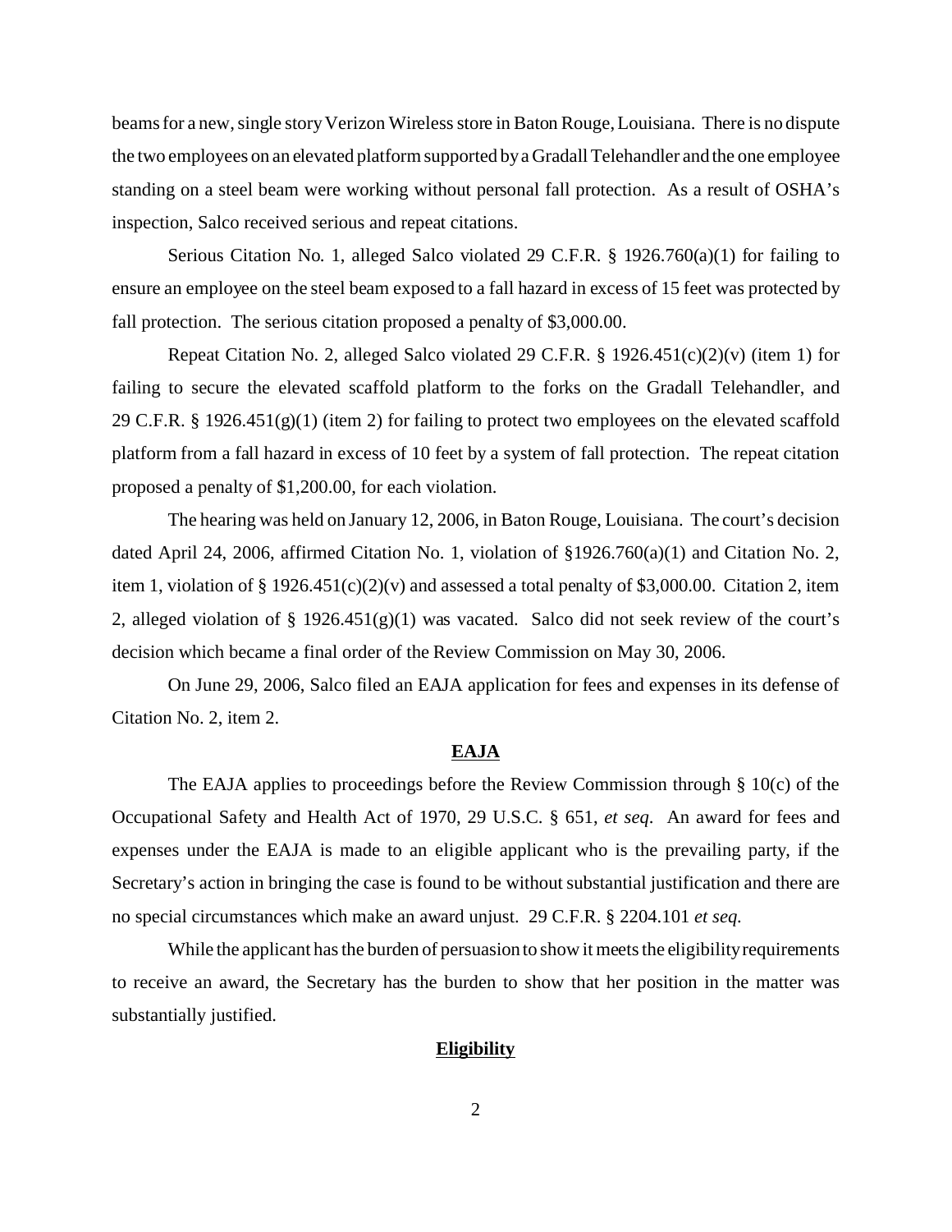beams for a new, single story Verizon Wireless store in Baton Rouge, Louisiana. There is no dispute the two employees on an elevated platform supported by a Gradall Telehandler and the one employee standing on a steel beam were working without personal fall protection. As a result of OSHA's inspection, Salco received serious and repeat citations.

Serious Citation No. 1, alleged Salco violated 29 C.F.R. § 1926.760(a)(1) for failing to ensure an employee on the steel beam exposed to a fall hazard in excess of 15 feet was protected by fall protection. The serious citation proposed a penalty of $3,000.00.

Repeat Citation No. 2, alleged Salco violated 29 C.F.R. § 1926.451(c)(2)(v) (item 1) for failing to secure the elevated scaffold platform to the forks on the Gradall Telehandler, and 29 C.F.R. § 1926.451(g)(1) (item 2) for failing to protect two employees on the elevated scaffold platform from a fall hazard in excess of 10 feet by a system of fall protection. The repeat citation proposed a penalty of $1,200.00, for each violation.

The hearing was held on January 12, 2006, in Baton Rouge, Louisiana. The court's decision dated April 24, 2006, affirmed Citation No. 1, violation of §1926.760(a)(1) and Citation No. 2, item 1, violation of § 1926.451(c)(2)(v) and assessed a total penalty of $3,000.00. Citation 2, item 2, alleged violation of § 1926.451(g)(1) was vacated. Salco did not seek review of the court's decision which became a final order of the Review Commission on May 30, 2006.

On June 29, 2006, Salco filed an EAJA application for fees and expenses in its defense of Citation No. 2, item 2.

## EAJA

The EAJA applies to proceedings before the Review Commission through § 10(c) of the Occupational Safety and Health Act of 1970, 29 U.S.C. § 651, *et seq.* An award for fees and expenses under the EAJA is made to an eligible applicant who is the prevailing party, if the Secretary's action in bringing the case is found to be without substantial justification and there are no special circumstances which make an award unjust. 29 C.F.R. § 2204.101 *et seq.*

While the applicant has the burden of persuasion to show it meets the eligibility requirements to receive an award, the Secretary has the burden to show that her position in the matter was substantially justified.

## Eligibility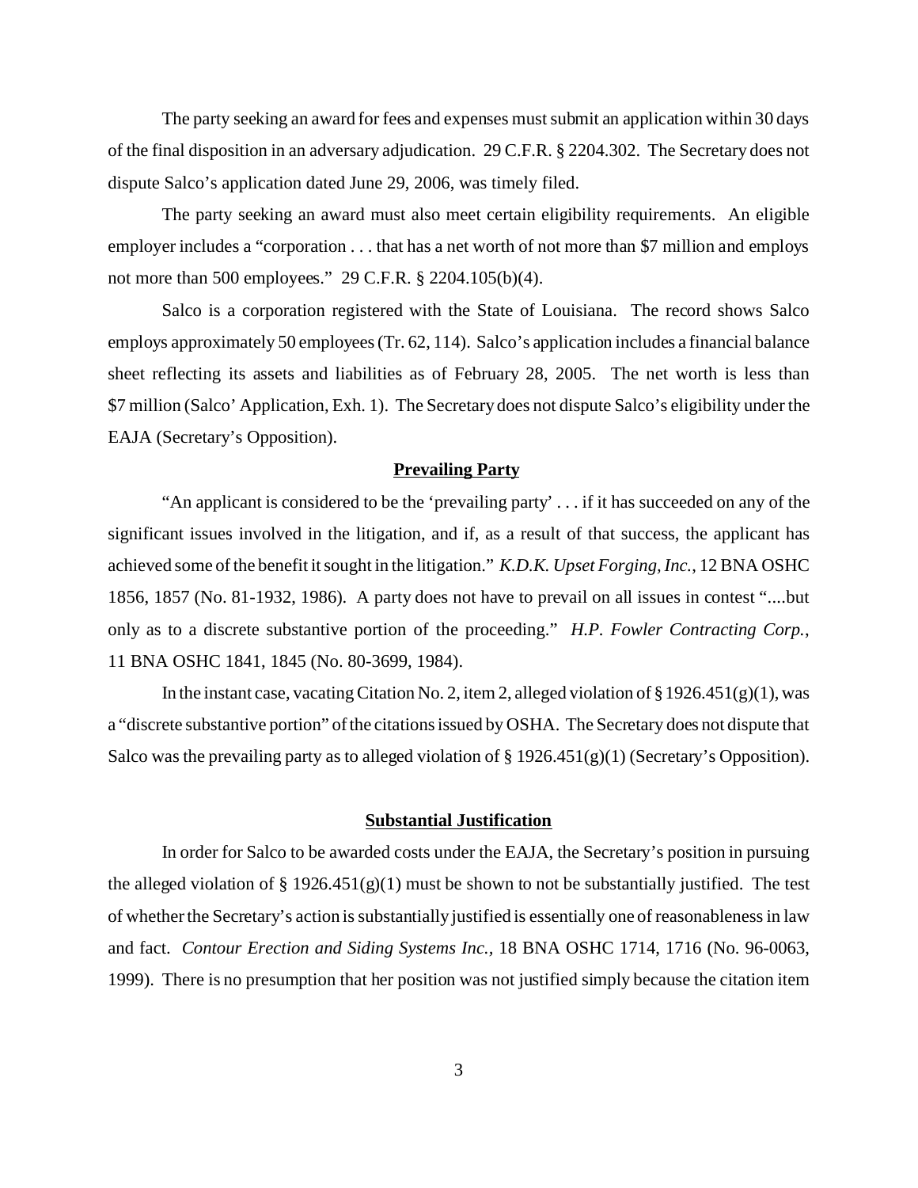The party seeking an award for fees and expenses must submit an application within 30 days of the final disposition in an adversary adjudication. 29 C.F.R. § 2204.302. The Secretary does not dispute Salco's application dated June 29, 2006, was timely filed.

The party seeking an award must also meet certain eligibility requirements. An eligible employer includes a "corporation . . . that has a net worth of not more than $7 million and employs not more than 500 employees." 29 C.F.R. § 2204.105(b)(4).

Salco is a corporation registered with the State of Louisiana. The record shows Salco employs approximately 50 employees (Tr. 62, 114). Salco's application includes a financial balance sheet reflecting its assets and liabilities as of February 28, 2005. The net worth is less than $7 million (Salco' Application, Exh. 1). The Secretary does not dispute Salco's eligibility under the EAJA (Secretary's Opposition).

## Prevailing Party

"An applicant is considered to be the 'prevailing party' . . . if it has succeeded on any of the significant issues involved in the litigation, and if, as a result of that success, the applicant has achieved some of the benefit it sought in the litigation." *K.D.K. Upset Forging, Inc.*, 12 BNA OSHC 1856, 1857 (No. 81-1932, 1986). A party does not have to prevail on all issues in contest "....but only as to a discrete substantive portion of the proceeding." *H.P. Fowler Contracting Corp.*, 11 BNA OSHC 1841, 1845 (No. 80-3699, 1984).

In the instant case, vacating Citation No. 2, item 2, alleged violation of § 1926.451(g)(1), was a "discrete substantive portion" of the citations issued by OSHA. The Secretary does not dispute that Salco was the prevailing party as to alleged violation of § 1926.451(g)(1) (Secretary's Opposition).

## Substantial Justification

In order for Salco to be awarded costs under the EAJA, the Secretary's position in pursuing the alleged violation of § 1926.451(g)(1) must be shown to not be substantially justified. The test of whether the Secretary's action is substantially justified is essentially one of reasonableness in law and fact. *Contour Erection and Siding Systems Inc.*, 18 BNA OSHC 1714, 1716 (No. 96-0063, 1999). There is no presumption that her position was not justified simply because the citation item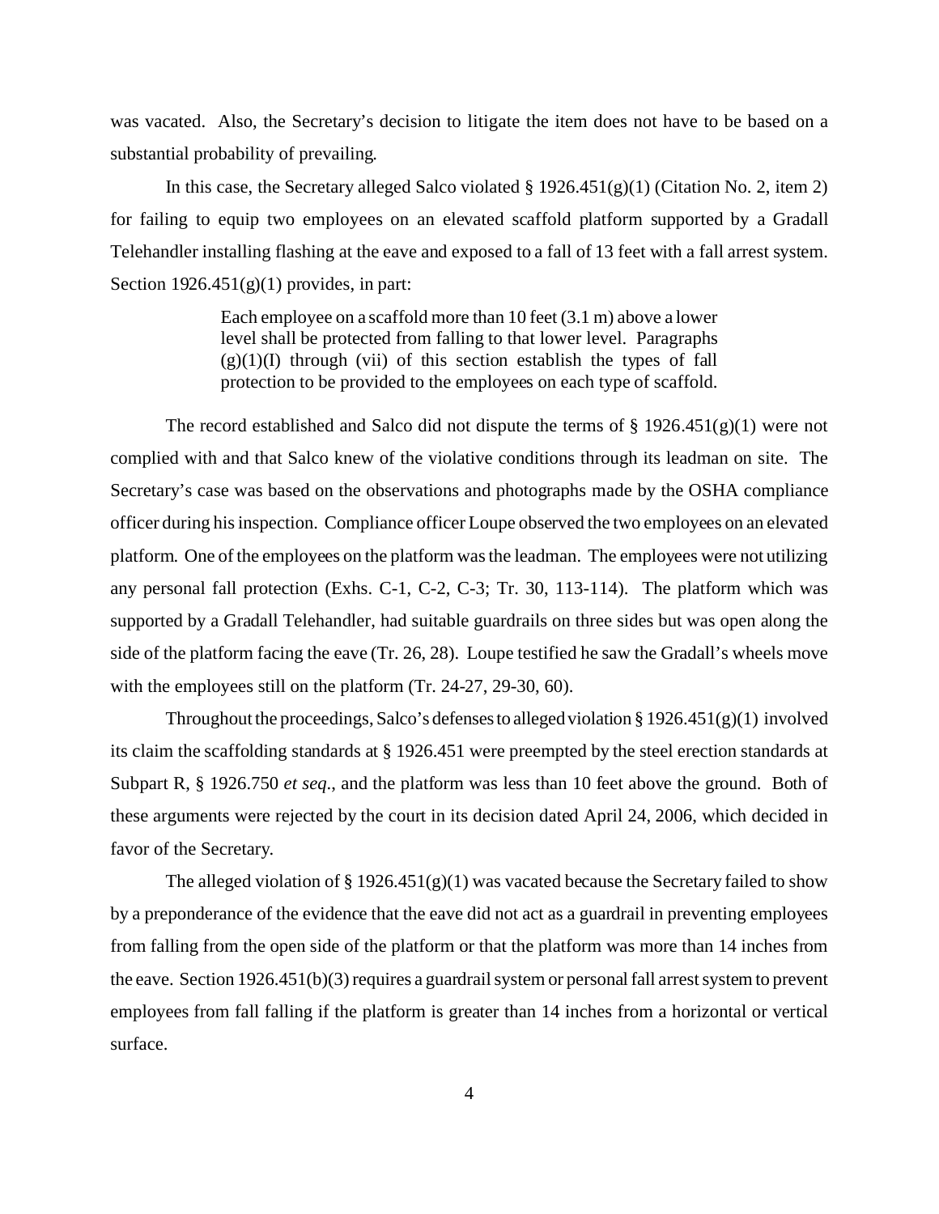was vacated. Also, the Secretary's decision to litigate the item does not have to be based on a substantial probability of prevailing.

In this case, the Secretary alleged Salco violated § 1926.451(g)(1) (Citation No. 2, item 2) for failing to equip two employees on an elevated scaffold platform supported by a Gradall Telehandler installing flashing at the eave and exposed to a fall of 13 feet with a fall arrest system. Section 1926.451(g)(1) provides, in part:

> Each employee on a scaffold more than 10 feet (3.1 m) above a lower level shall be protected from falling to that lower level. Paragraphs (g)(1)(I) through (vii) of this section establish the types of fall protection to be provided to the employees on each type of scaffold.

The record established and Salco did not dispute the terms of § 1926.451(g)(1) were not complied with and that Salco knew of the violative conditions through its leadman on site. The Secretary's case was based on the observations and photographs made by the OSHA compliance officer during his inspection. Compliance officer Loupe observed the two employees on an elevated platform. One of the employees on the platform was the leadman. The employees were not utilizing any personal fall protection (Exhs. C-1, C-2, C-3; Tr. 30, 113-114). The platform which was supported by a Gradall Telehandler, had suitable guardrails on three sides but was open along the side of the platform facing the eave (Tr. 26, 28). Loupe testified he saw the Gradall's wheels move with the employees still on the platform (Tr. 24-27, 29-30, 60).

Throughout the proceedings, Salco's defenses to alleged violation § 1926.451(g)(1) involved its claim the scaffolding standards at § 1926.451 were preempted by the steel erection standards at Subpart R, § 1926.750 *et seq*., and the platform was less than 10 feet above the ground. Both of these arguments were rejected by the court in its decision dated April 24, 2006, which decided in favor of the Secretary.

The alleged violation of § 1926.451(g)(1) was vacated because the Secretary failed to show by a preponderance of the evidence that the eave did not act as a guardrail in preventing employees from falling from the open side of the platform or that the platform was more than 14 inches from the eave. Section 1926.451(b)(3) requires a guardrail system or personal fall arrest system to prevent employees from fall falling if the platform is greater than 14 inches from a horizontal or vertical surface.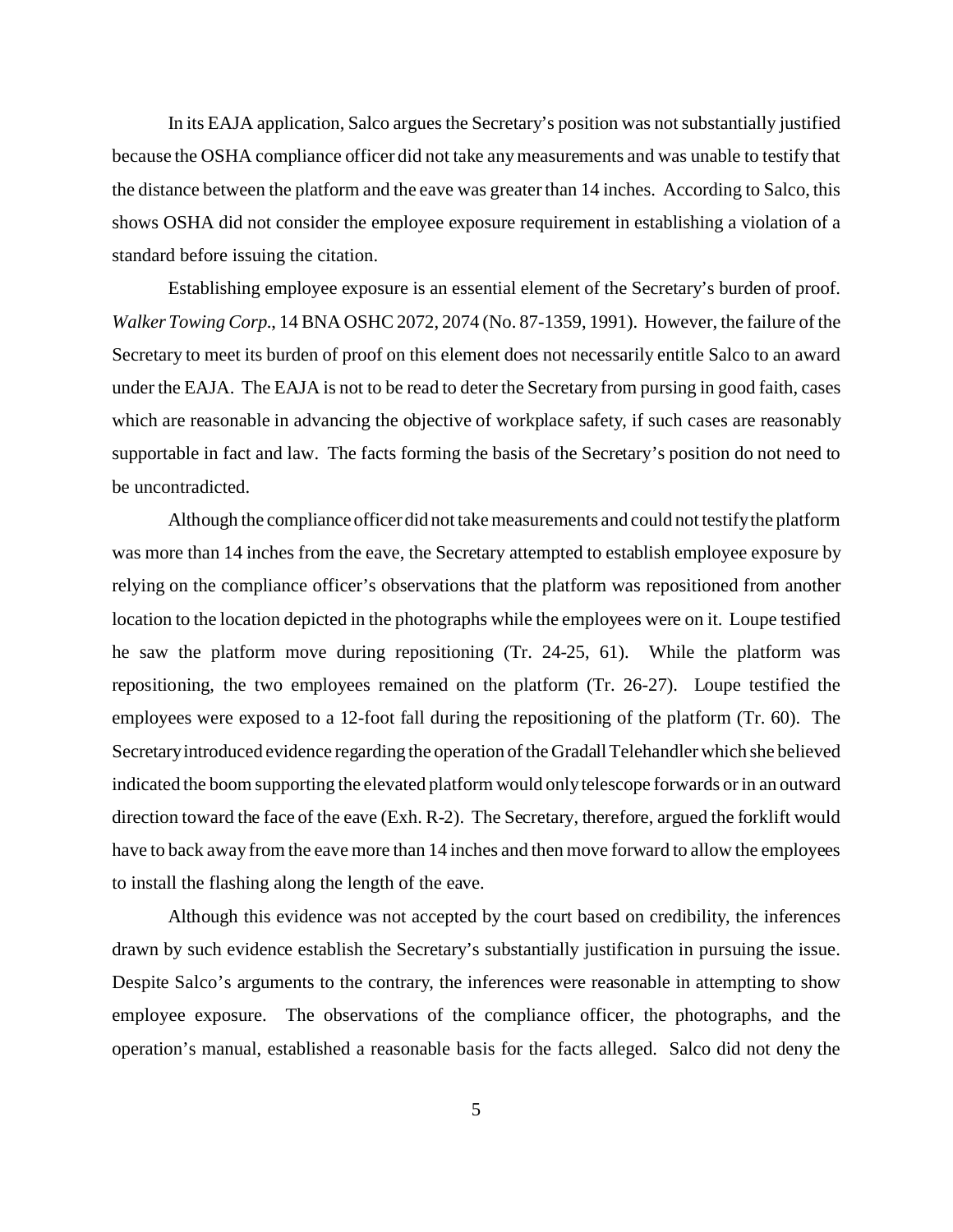In its EAJA application, Salco argues the Secretary's position was not substantially justified because the OSHA compliance officer did not take any measurements and was unable to testify that the distance between the platform and the eave was greater than 14 inches. According to Salco, this shows OSHA did not consider the employee exposure requirement in establishing a violation of a standard before issuing the citation.

Establishing employee exposure is an essential element of the Secretary's burden of proof. *Walker Towing Corp.*, 14 BNA OSHC 2072, 2074 (No. 87-1359, 1991). However, the failure of the Secretary to meet its burden of proof on this element does not necessarily entitle Salco to an award under the EAJA. The EAJA is not to be read to deter the Secretary from pursing in good faith, cases which are reasonable in advancing the objective of workplace safety, if such cases are reasonably supportable in fact and law. The facts forming the basis of the Secretary's position do not need to be uncontradicted.

Although the compliance officer did not take measurements and could not testify the platform was more than 14 inches from the eave, the Secretary attempted to establish employee exposure by relying on the compliance officer's observations that the platform was repositioned from another location to the location depicted in the photographs while the employees were on it. Loupe testified he saw the platform move during repositioning (Tr. 24-25, 61). While the platform was repositioning, the two employees remained on the platform (Tr. 26-27). Loupe testified the employees were exposed to a 12-foot fall during the repositioning of the platform (Tr. 60). The Secretary introduced evidence regarding the operation of the Gradall Telehandler which she believed indicated the boom supporting the elevated platform would only telescope forwards or in an outward direction toward the face of the eave (Exh. R-2). The Secretary, therefore, argued the forklift would have to back away from the eave more than 14 inches and then move forward to allow the employees to install the flashing along the length of the eave.

Although this evidence was not accepted by the court based on credibility, the inferences drawn by such evidence establish the Secretary's substantially justification in pursuing the issue. Despite Salco's arguments to the contrary, the inferences were reasonable in attempting to show employee exposure. The observations of the compliance officer, the photographs, and the operation's manual, established a reasonable basis for the facts alleged. Salco did not deny the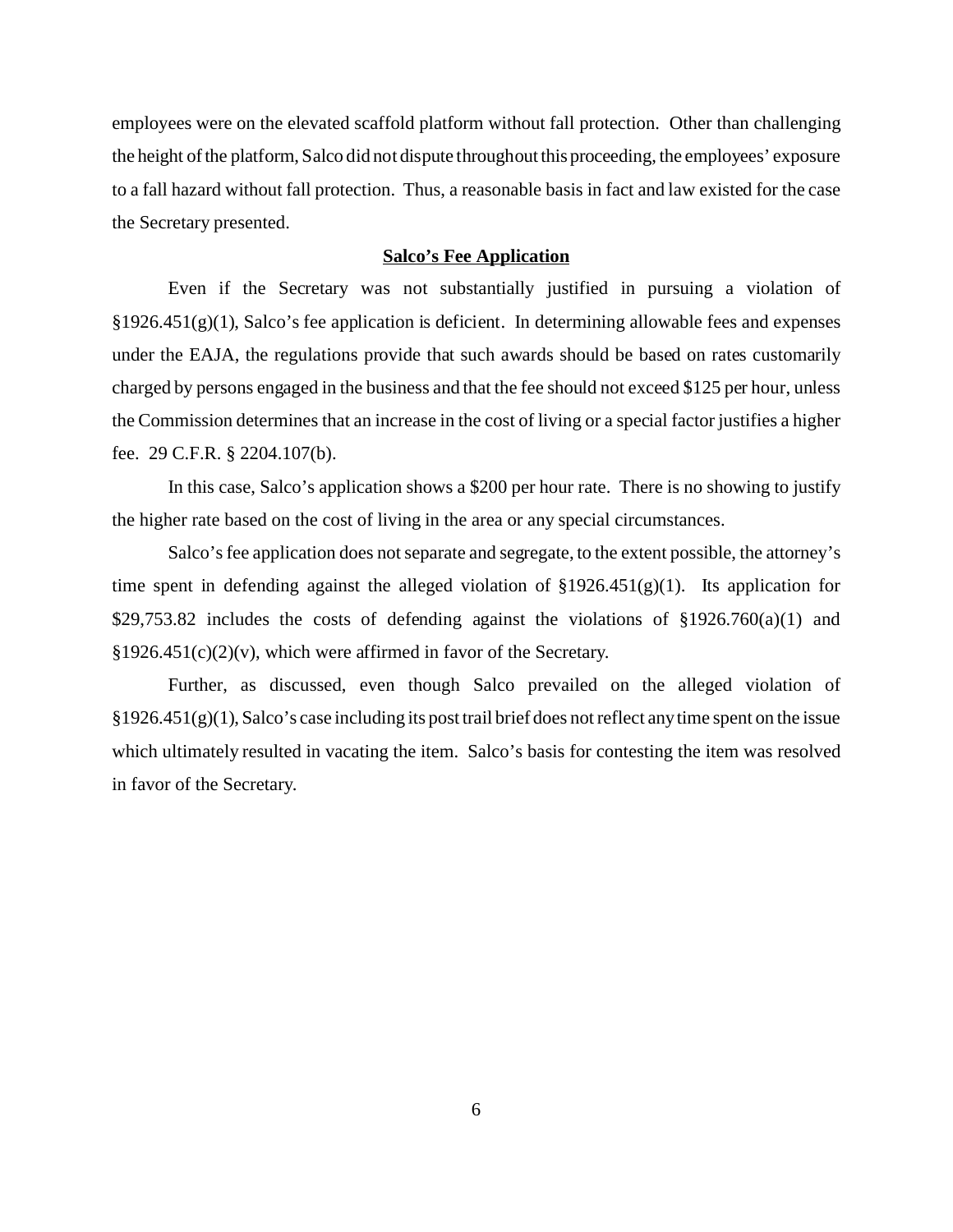employees were on the elevated scaffold platform without fall protection. Other than challenging the height of the platform, Salco did not dispute throughout this proceeding, the employees' exposure to a fall hazard without fall protection. Thus, a reasonable basis in fact and law existed for the case the Secretary presented.

## Salco's Fee Application

Even if the Secretary was not substantially justified in pursuing a violation of §1926.451(g)(1), Salco's fee application is deficient. In determining allowable fees and expenses under the EAJA, the regulations provide that such awards should be based on rates customarily charged by persons engaged in the business and that the fee should not exceed $125 per hour, unless the Commission determines that an increase in the cost of living or a special factor justifies a higher fee. 29 C.F.R. § 2204.107(b).

In this case, Salco's application shows a $200 per hour rate. There is no showing to justify the higher rate based on the cost of living in the area or any special circumstances.

Salco's fee application does not separate and segregate, to the extent possible, the attorney's time spent in defending against the alleged violation of §1926.451(g)(1). Its application for $29,753.82 includes the costs of defending against the violations of §1926.760(a)(1) and §1926.451(c)(2)(v), which were affirmed in favor of the Secretary.

Further, as discussed, even though Salco prevailed on the alleged violation of §1926.451(g)(1), Salco's case including its post trail brief does not reflect any time spent on the issue which ultimately resulted in vacating the item. Salco's basis for contesting the item was resolved in favor of the Secretary.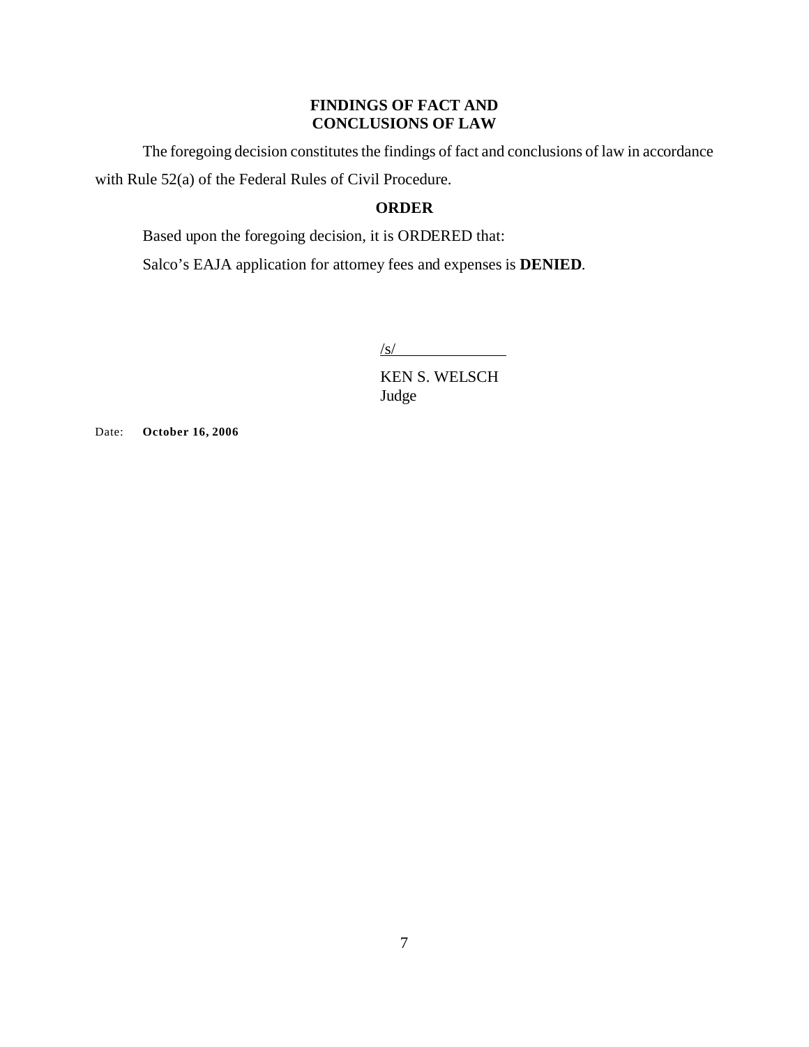## FINDINGS OF FACT AND CONCLUSIONS OF LAW

The foregoing decision constitutes the findings of fact and conclusions of law in accordance with Rule 52(a) of the Federal Rules of Civil Procedure.

## ORDER

Based upon the foregoing decision, it is ORDERED that:

Salco's EAJA application for attorney fees and expenses is **DENIED**.

/s/

KEN S. WELSCH
Judge

Date: **October 16, 2006**